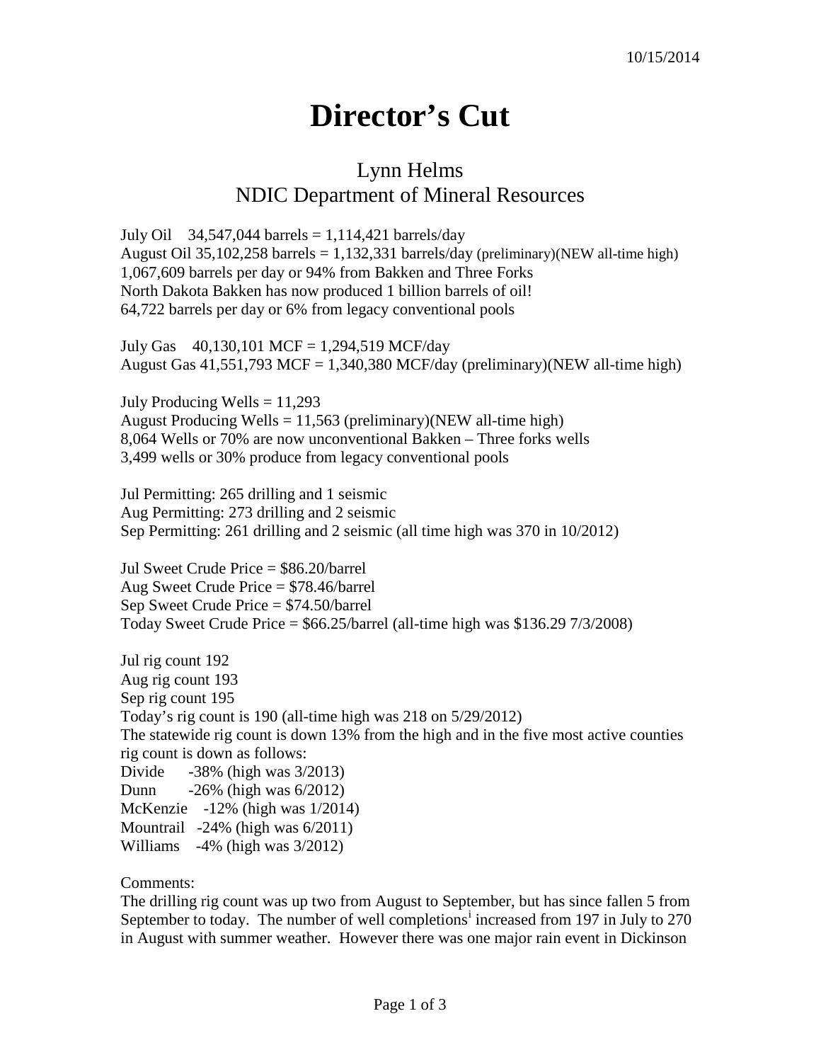10/15/2014

# Director's Cut

## Lynn Helms
## NDIC Department of Mineral Resources

July Oil 34,547,044 barrels = 1,114,421 barrels/day
August Oil 35,102,258 barrels = 1,132,331 barrels/day (preliminary)(NEW all-time high)
1,067,609 barrels per day or 94% from Bakken and Three Forks
North Dakota Bakken has now produced 1 billion barrels of oil!
64,722 barrels per day or 6% from legacy conventional pools

July Gas 40,130,101 MCF = 1,294,519 MCF/day
August Gas 41,551,793 MCF = 1,340,380 MCF/day (preliminary)(NEW all-time high)

July Producing Wells = 11,293
August Producing Wells = 11,563 (preliminary)(NEW all-time high)
8,064 Wells or 70% are now unconventional Bakken – Three forks wells
3,499 wells or 30% produce from legacy conventional pools

Jul Permitting: 265 drilling and 1 seismic
Aug Permitting: 273 drilling and 2 seismic
Sep Permitting: 261 drilling and 2 seismic (all time high was 370 in 10/2012)

Jul Sweet Crude Price = $86.20/barrel
Aug Sweet Crude Price = $78.46/barrel
Sep Sweet Crude Price = $74.50/barrel
Today Sweet Crude Price = $66.25/barrel (all-time high was $136.29 7/3/2008)

Jul rig count 192
Aug rig count 193
Sep rig count 195
Today's rig count is 190 (all-time high was 218 on 5/29/2012)
The statewide rig count is down 13% from the high and in the five most active counties rig count is down as follows:
Divide -38% (high was 3/2013)
Dunn -26% (high was 6/2012)
McKenzie -12% (high was 1/2014)
Mountrail -24% (high was 6/2011)
Williams -4% (high was 3/2012)

Comments:
The drilling rig count was up two from August to September, but has since fallen 5 from September to today. The number of well completions[i] increased from 197 in July to 270 in August with summer weather. However there was one major rain event in Dickinson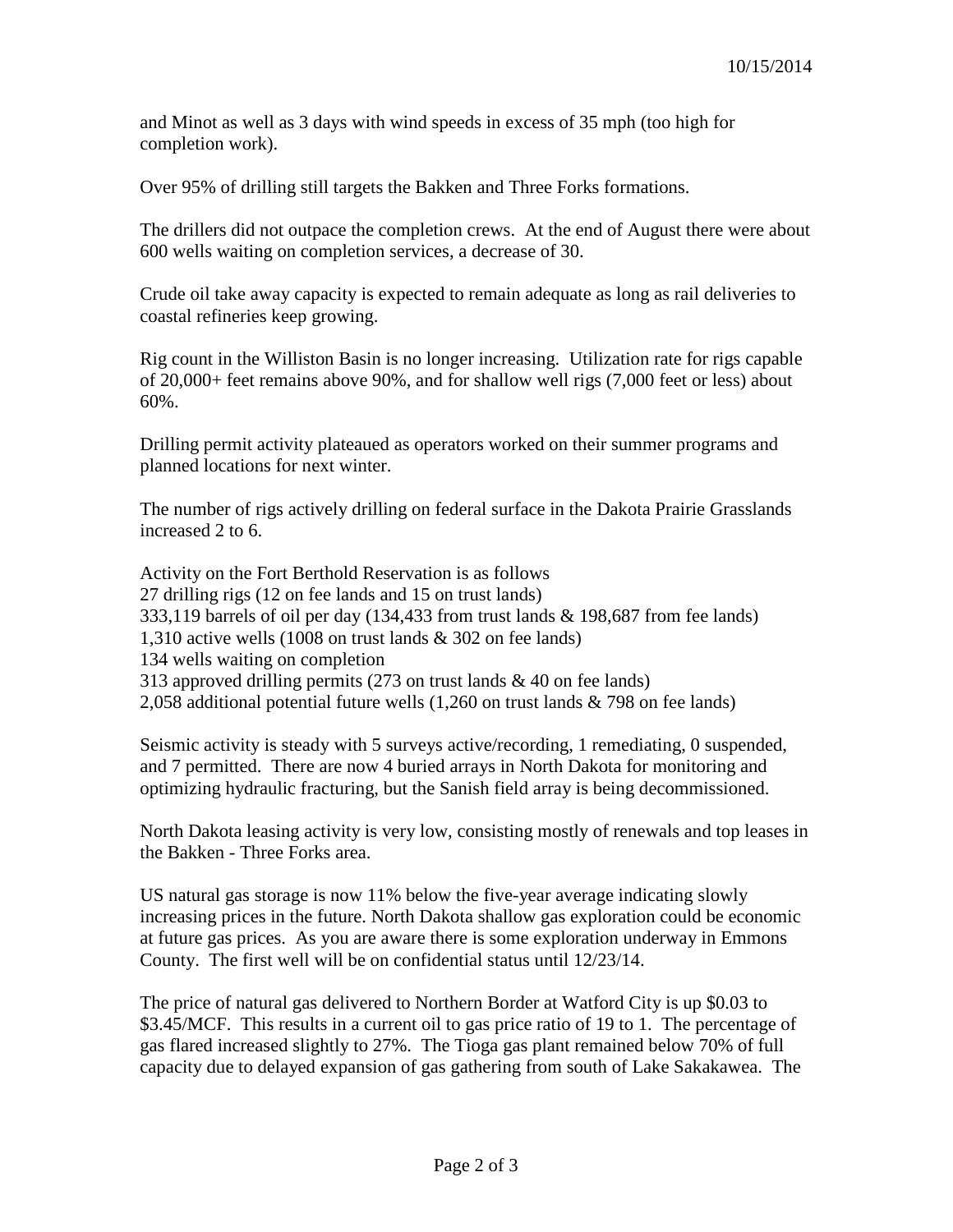and Minot as well as 3 days with wind speeds in excess of 35 mph (too high for completion work).

Over 95% of drilling still targets the Bakken and Three Forks formations.

The drillers did not outpace the completion crews. At the end of August there were about 600 wells waiting on completion services, a decrease of 30.

Crude oil take away capacity is expected to remain adequate as long as rail deliveries to coastal refineries keep growing.

Rig count in the Williston Basin is no longer increasing. Utilization rate for rigs capable of 20,000+ feet remains above 90%, and for shallow well rigs (7,000 feet or less) about 60%.

Drilling permit activity plateaued as operators worked on their summer programs and planned locations for next winter.

The number of rigs actively drilling on federal surface in the Dakota Prairie Grasslands increased 2 to 6.

Activity on the Fort Berthold Reservation is as follows
27 drilling rigs (12 on fee lands and 15 on trust lands)
333,119 barrels of oil per day (134,433 from trust lands & 198,687 from fee lands)
1,310 active wells (1008 on trust lands & 302 on fee lands)
134 wells waiting on completion
313 approved drilling permits (273 on trust lands & 40 on fee lands)
2,058 additional potential future wells (1,260 on trust lands & 798 on fee lands)

Seismic activity is steady with 5 surveys active/recording, 1 remediating, 0 suspended, and 7 permitted. There are now 4 buried arrays in North Dakota for monitoring and optimizing hydraulic fracturing, but the Sanish field array is being decommissioned.

North Dakota leasing activity is very low, consisting mostly of renewals and top leases in the Bakken - Three Forks area.

US natural gas storage is now 11% below the five-year average indicating slowly increasing prices in the future. North Dakota shallow gas exploration could be economic at future gas prices. As you are aware there is some exploration underway in Emmons County. The first well will be on confidential status until 12/23/14.

The price of natural gas delivered to Northern Border at Watford City is up $0.03 to $3.45/MCF. This results in a current oil to gas price ratio of 19 to 1. The percentage of gas flared increased slightly to 27%. The Tioga gas plant remained below 70% of full capacity due to delayed expansion of gas gathering from south of Lake Sakakawea. The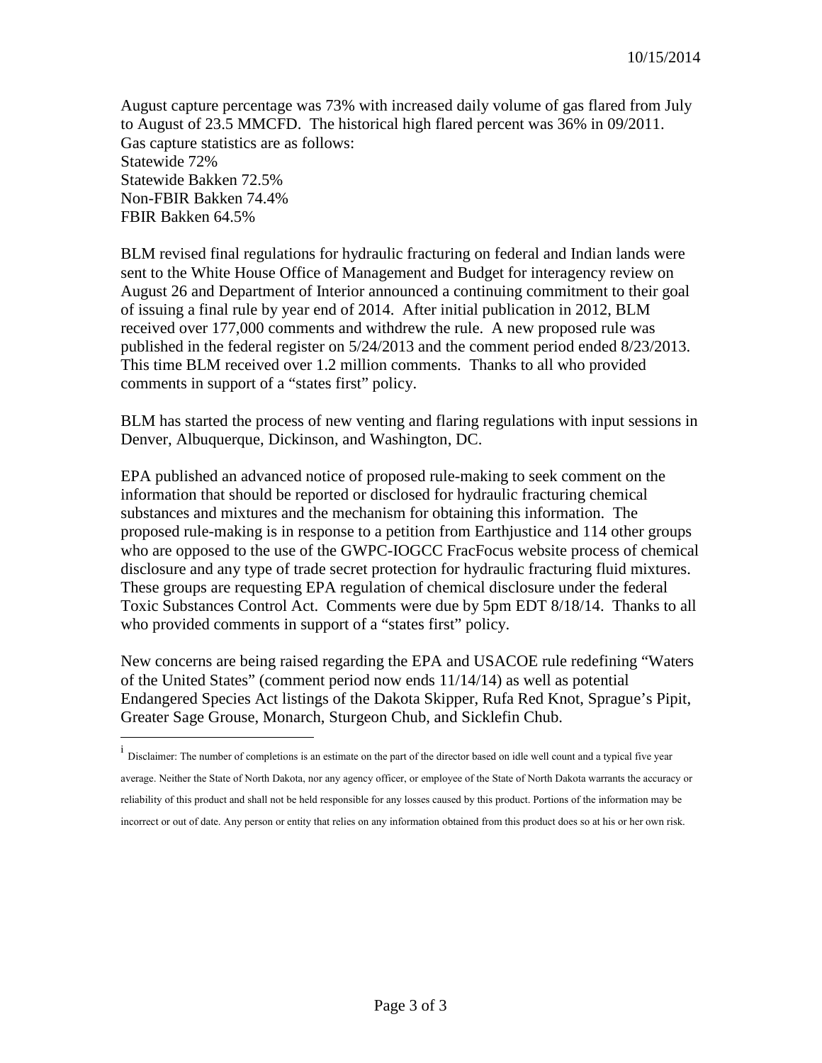August capture percentage was 73% with increased daily volume of gas flared from July to August of 23.5 MMCFD. The historical high flared percent was 36% in 09/2011. Gas capture statistics are as follows:

Statewide 72%  
Statewide Bakken 72.5%  
Non-FBIR Bakken 74.4%  
FBIR Bakken 64.5%

BLM revised final regulations for hydraulic fracturing on federal and Indian lands were sent to the White House Office of Management and Budget for interagency review on August 26 and Department of Interior announced a continuing commitment to their goal of issuing a final rule by year end of 2014. After initial publication in 2012, BLM received over 177,000 comments and withdrew the rule. A new proposed rule was published in the federal register on 5/24/2013 and the comment period ended 8/23/2013. This time BLM received over 1.2 million comments. Thanks to all who provided comments in support of a "states first" policy.

BLM has started the process of new venting and flaring regulations with input sessions in Denver, Albuquerque, Dickinson, and Washington, DC.

EPA published an advanced notice of proposed rule-making to seek comment on the information that should be reported or disclosed for hydraulic fracturing chemical substances and mixtures and the mechanism for obtaining this information. The proposed rule-making is in response to a petition from Earthjustice and 114 other groups who are opposed to the use of the GWPC-IOGCC FracFocus website process of chemical disclosure and any type of trade secret protection for hydraulic fracturing fluid mixtures. These groups are requesting EPA regulation of chemical disclosure under the federal Toxic Substances Control Act. Comments were due by 5pm EDT 8/18/14. Thanks to all who provided comments in support of a "states first" policy.

New concerns are being raised regarding the EPA and USACOE rule redefining "Waters of the United States" (comment period now ends 11/14/14) as well as potential Endangered Species Act listings of the Dakota Skipper, Rufa Red Knot, Sprague's Pipit, Greater Sage Grouse, Monarch, Sturgeon Chub, and Sicklefin Chub.

---

[i] Disclaimer: The number of completions is an estimate on the part of the director based on idle well count and a typical five year average. Neither the State of North Dakota, nor any agency officer, or employee of the State of North Dakota warrants the accuracy or reliability of this product and shall not be held responsible for any losses caused by this product. Portions of the information may be incorrect or out of date. Any person or entity that relies on any information obtained from this product does so at his or her own risk.